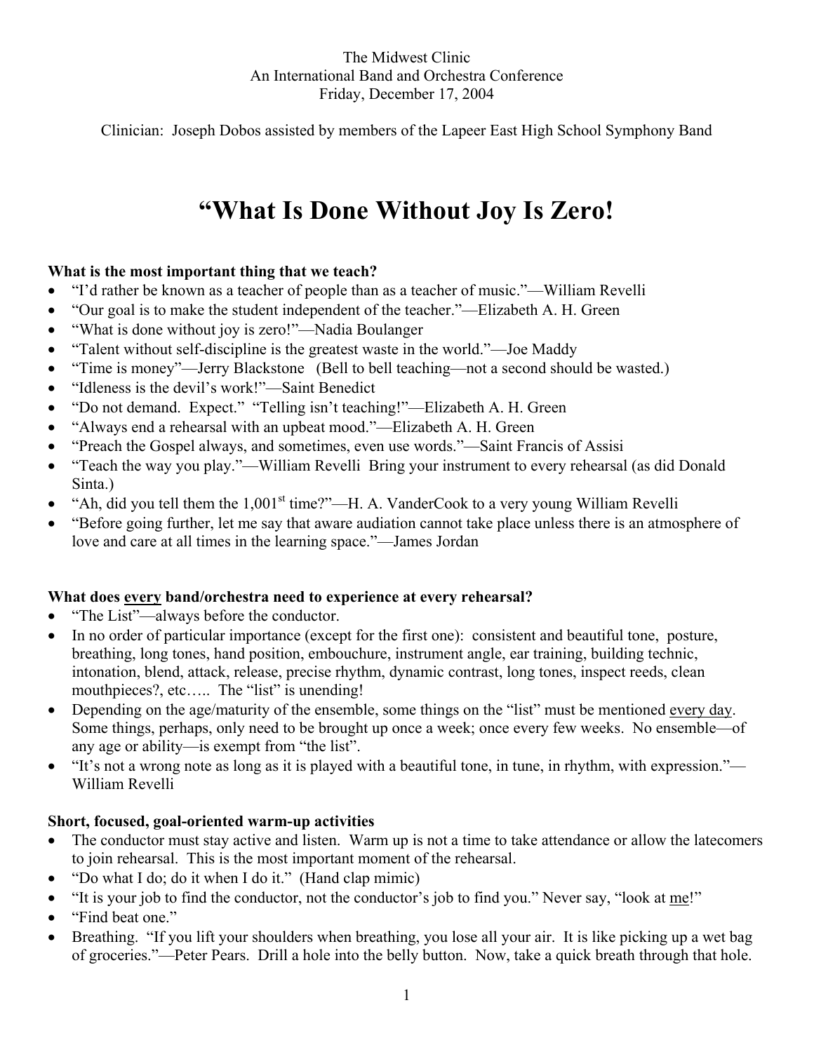The Midwest Clinic
An International Band and Orchestra Conference
Friday, December 17, 2004

Clinician: Joseph Dobos assisted by members of the Lapeer East High School Symphony Band

# "What Is Done Without Joy Is Zero!

**What is the most important thing that we teach?**

- "I'd rather be known as a teacher of people than as a teacher of music."—William Revelli
- "Our goal is to make the student independent of the teacher."—Elizabeth A. H. Green
- "What is done without joy is zero!"—Nadia Boulanger
- "Talent without self-discipline is the greatest waste in the world."—Joe Maddy
- "Time is money"—Jerry Blackstone (Bell to bell teaching—not a second should be wasted.)
- "Idleness is the devil's work!"—Saint Benedict
- "Do not demand. Expect." "Telling isn't teaching!"—Elizabeth A. H. Green
- "Always end a rehearsal with an upbeat mood."—Elizabeth A. H. Green
- "Preach the Gospel always, and sometimes, even use words."—Saint Francis of Assisi
- "Teach the way you play."—William Revelli Bring your instrument to every rehearsal (as did Donald Sinta.)
- "Ah, did you tell them the 1,001st time?"—H. A. VanderCook to a very young William Revelli
- "Before going further, let me say that aware audiation cannot take place unless there is an atmosphere of love and care at all times in the learning space."—James Jordan

**What does <u>every</u> band/orchestra need to experience at every rehearsal?**

- "The List"—always before the conductor.
- In no order of particular importance (except for the first one): consistent and beautiful tone, posture, breathing, long tones, hand position, embouchure, instrument angle, ear training, building technic, intonation, blend, attack, release, precise rhythm, dynamic contrast, long tones, inspect reeds, clean mouthpieces?, etc….. The "list" is unending!
- Depending on the age/maturity of the ensemble, some things on the "list" must be mentioned <u>every day</u>. Some things, perhaps, only need to be brought up once a week; once every few weeks. No ensemble—of any age or ability—is exempt from "the list".
- "It's not a wrong note as long as it is played with a beautiful tone, in tune, in rhythm, with expression."—William Revelli

**Short, focused, goal-oriented warm-up activities**

- The conductor must stay active and listen. Warm up is not a time to take attendance or allow the latecomers to join rehearsal. This is the most important moment of the rehearsal.
- "Do what I do; do it when I do it." (Hand clap mimic)
- "It is your job to find the conductor, not the conductor's job to find you." Never say, "look at <u>me</u>!"
- "Find beat one."
- Breathing. "If you lift your shoulders when breathing, you lose all your air. It is like picking up a wet bag of groceries."—Peter Pears. Drill a hole into the belly button. Now, take a quick breath through that hole.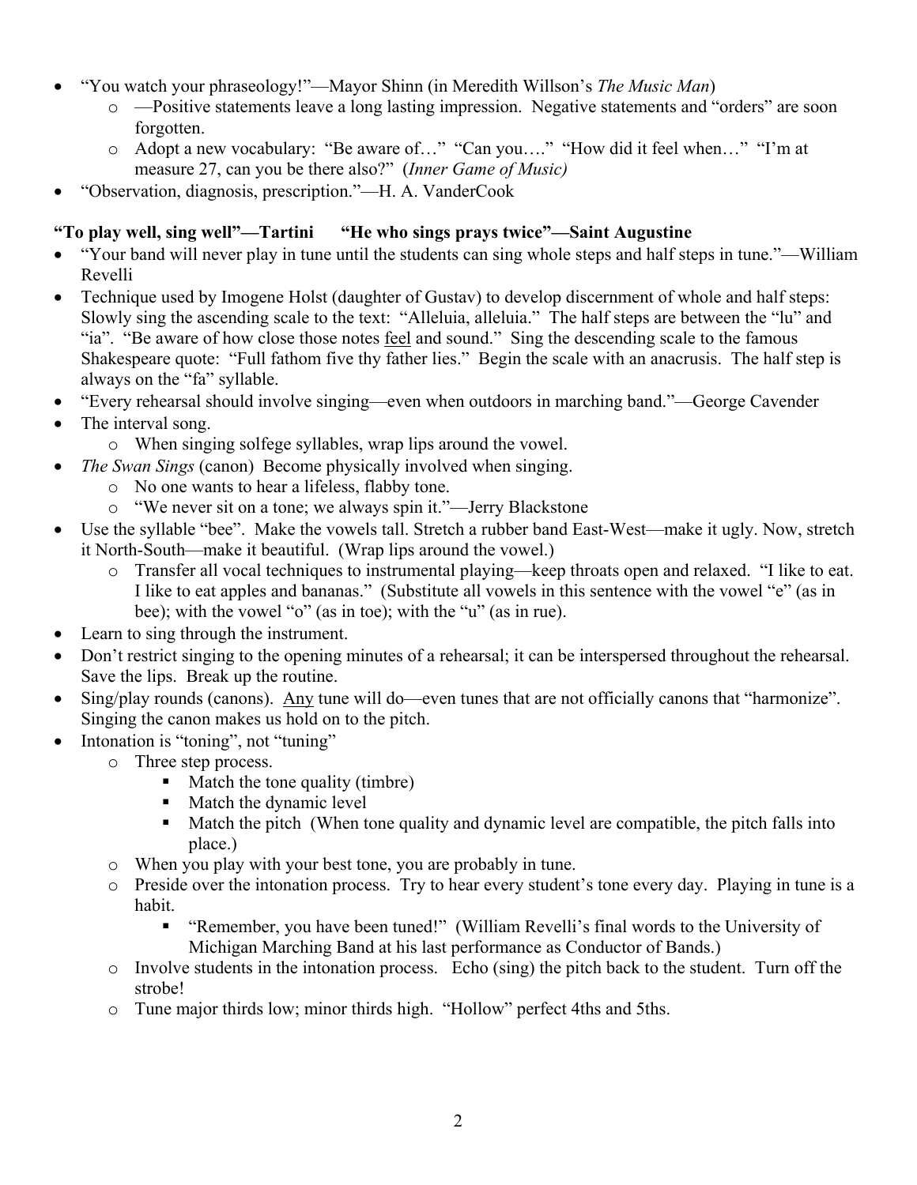- "You watch your phraseology!"—Mayor Shinn (in Meredith Willson's *The Music Man*)
    - —Positive statements leave a long lasting impression. Negative statements and "orders" are soon forgotten.
    - Adopt a new vocabulary: "Be aware of…" "Can you…." "How did it feel when…" "I'm at measure 27, can you be there also?" (*Inner Game of Music)*
- "Observation, diagnosis, prescription."—H. A. VanderCook

**"To play well, sing well"—Tartini "He who sings prays twice"—Saint Augustine**

- "Your band will never play in tune until the students can sing whole steps and half steps in tune."—William Revelli
- Technique used by Imogene Holst (daughter of Gustav) to develop discernment of whole and half steps: Slowly sing the ascending scale to the text: "Alleluia, alleluia." The half steps are between the "lu" and "ia". "Be aware of how close those notes <u>feel</u> and sound." Sing the descending scale to the famous Shakespeare quote: "Full fathom five thy father lies." Begin the scale with an anacrusis. The half step is always on the "fa" syllable.
- "Every rehearsal should involve singing—even when outdoors in marching band."—George Cavender
- The interval song.
    - When singing solfege syllables, wrap lips around the vowel.
- *The Swan Sings* (canon) Become physically involved when singing.
    - No one wants to hear a lifeless, flabby tone.
    - "We never sit on a tone; we always spin it."—Jerry Blackstone
- Use the syllable "bee". Make the vowels tall. Stretch a rubber band East-West—make it ugly. Now, stretch it North-South—make it beautiful. (Wrap lips around the vowel.)
    - Transfer all vocal techniques to instrumental playing—keep throats open and relaxed. "I like to eat. I like to eat apples and bananas." (Substitute all vowels in this sentence with the vowel "e" (as in bee); with the vowel "o" (as in toe); with the "u" (as in rue).
- Learn to sing through the instrument.
- Don't restrict singing to the opening minutes of a rehearsal; it can be interspersed throughout the rehearsal. Save the lips. Break up the routine.
- Sing/play rounds (canons). <u>Any</u> tune will do—even tunes that are not officially canons that "harmonize". Singing the canon makes us hold on to the pitch.
- Intonation is "toning", not "tuning"
    - Three step process.
        - Match the tone quality (timbre)
        - Match the dynamic level
        - Match the pitch (When tone quality and dynamic level are compatible, the pitch falls into place.)
    - When you play with your best tone, you are probably in tune.
    - Preside over the intonation process. Try to hear every student's tone every day. Playing in tune is a habit.
        - "Remember, you have been tuned!" (William Revelli's final words to the University of Michigan Marching Band at his last performance as Conductor of Bands.)
    - Involve students in the intonation process. Echo (sing) the pitch back to the student. Turn off the strobe!
    - Tune major thirds low; minor thirds high. "Hollow" perfect 4ths and 5ths.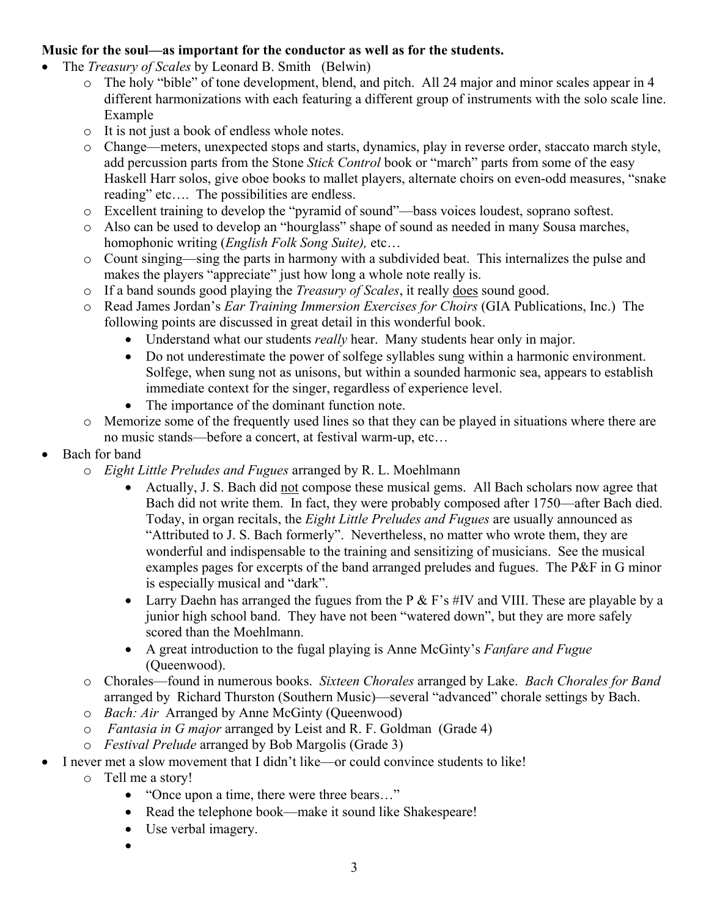**Music for the soul—as important for the conductor as well as for the students.**

- The *Treasury of Scales* by Leonard B. Smith (Belwin)
    - The holy "bible" of tone development, blend, and pitch. All 24 major and minor scales appear in 4 different harmonizations with each featuring a different group of instruments with the solo scale line. Example
    - It is not just a book of endless whole notes.
    - Change—meters, unexpected stops and starts, dynamics, play in reverse order, staccato march style, add percussion parts from the Stone *Stick Control* book or "march" parts from some of the easy Haskell Harr solos, give oboe books to mallet players, alternate choirs on even-odd measures, "snake reading" etc…. The possibilities are endless.
    - Excellent training to develop the "pyramid of sound"—bass voices loudest, soprano softest.
    - Also can be used to develop an "hourglass" shape of sound as needed in many Sousa marches, homophonic writing (*English Folk Song Suite),* etc…
    - Count singing—sing the parts in harmony with a subdivided beat. This internalizes the pulse and makes the players "appreciate" just how long a whole note really is.
    - If a band sounds good playing the *Treasury of Scales*, it really <u>does</u> sound good.
    - Read James Jordan's *Ear Training Immersion Exercises for Choirs* (GIA Publications, Inc.) The following points are discussed in great detail in this wonderful book.
        - Understand what our students *really* hear. Many students hear only in major.
        - Do not underestimate the power of solfege syllables sung within a harmonic environment. Solfege, when sung not as unisons, but within a sounded harmonic sea, appears to establish immediate context for the singer, regardless of experience level.
        - The importance of the dominant function note.
    - Memorize some of the frequently used lines so that they can be played in situations where there are no music stands—before a concert, at festival warm-up, etc…
- Bach for band
    - *Eight Little Preludes and Fugues* arranged by R. L. Moehlmann
        - Actually, J. S. Bach did <u>not</u> compose these musical gems. All Bach scholars now agree that Bach did not write them. In fact, they were probably composed after 1750—after Bach died. Today, in organ recitals, the *Eight Little Preludes and Fugues* are usually announced as "Attributed to J. S. Bach formerly". Nevertheless, no matter who wrote them, they are wonderful and indispensable to the training and sensitizing of musicians. See the musical examples pages for excerpts of the band arranged preludes and fugues. The P&F in G minor is especially musical and "dark".
        - Larry Daehn has arranged the fugues from the P & F's #IV and VIII. These are playable by a junior high school band. They have not been "watered down", but they are more safely scored than the Moehlmann.
        - A great introduction to the fugal playing is Anne McGinty's *Fanfare and Fugue* (Queenwood).
    - Chorales—found in numerous books. *Sixteen Chorales* arranged by Lake. *Bach Chorales for Band* arranged by Richard Thurston (Southern Music)—several "advanced" chorale settings by Bach.
    - *Bach: Air* Arranged by Anne McGinty (Queenwood)
    - *Fantasia in G major* arranged by Leist and R. F. Goldman (Grade 4)
    - *Festival Prelude* arranged by Bob Margolis (Grade 3)
- I never met a slow movement that I didn't like—or could convince students to like!
    - Tell me a story!
        - "Once upon a time, there were three bears…"
        - Read the telephone book—make it sound like Shakespeare!
        - Use verbal imagery.
        -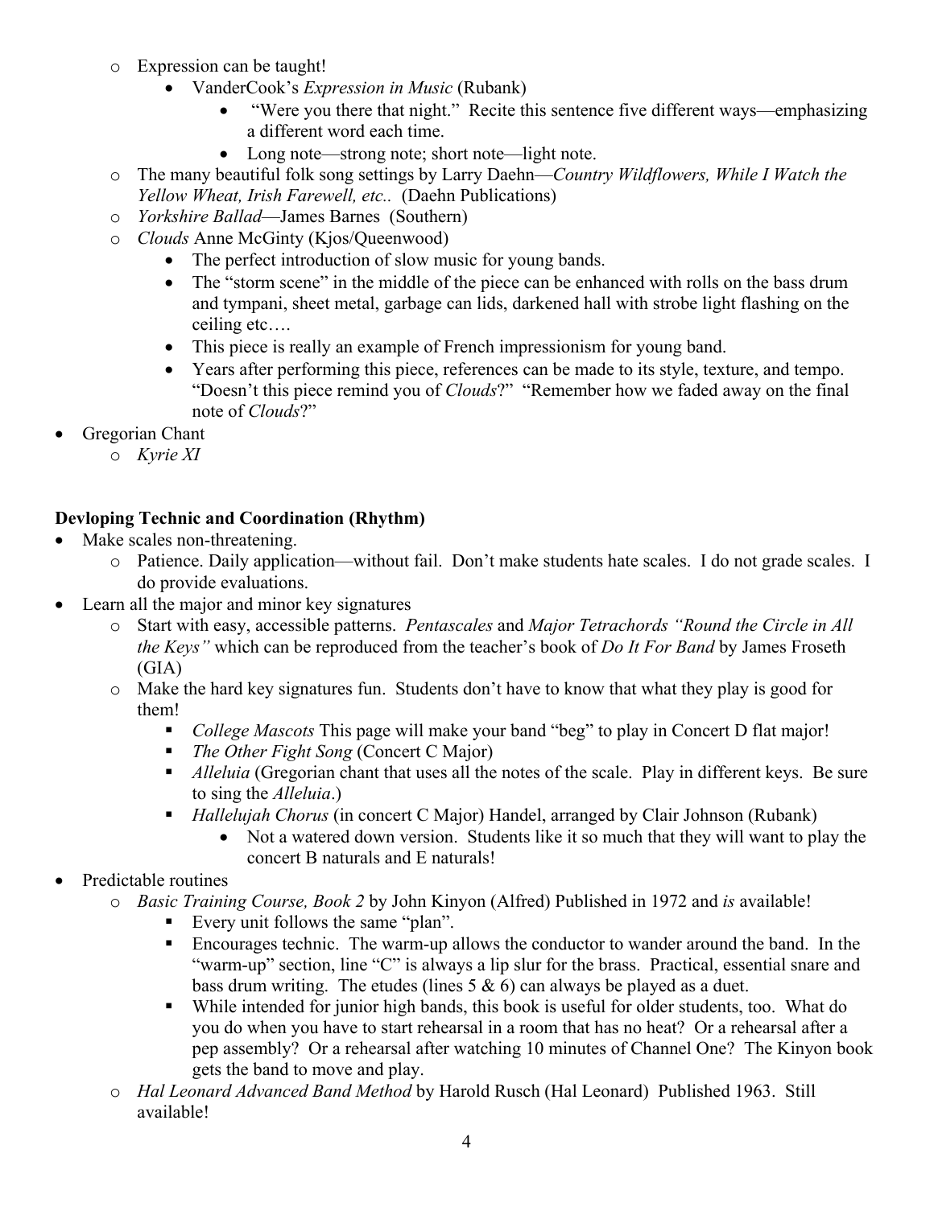- Expression can be taught!
  - VanderCook's *Expression in Music* (Rubank)
    - "Were you there that night." Recite this sentence five different ways—emphasizing a different word each time.
    - Long note—strong note; short note—light note.
- The many beautiful folk song settings by Larry Daehn—*Country Wildflowers, While I Watch the Yellow Wheat, Irish Farewell, etc..* (Daehn Publications)
- *Yorkshire Ballad*—James Barnes (Southern)
- *Clouds* Anne McGinty (Kjos/Queenwood)
  - The perfect introduction of slow music for young bands.
  - The "storm scene" in the middle of the piece can be enhanced with rolls on the bass drum and tympani, sheet metal, garbage can lids, darkened hall with strobe light flashing on the ceiling etc….
  - This piece is really an example of French impressionism for young band.
  - Years after performing this piece, references can be made to its style, texture, and tempo. "Doesn't this piece remind you of *Clouds*?" "Remember how we faded away on the final note of *Clouds*?"

- Gregorian Chant
  - *Kyrie XI*

**Devloping Technic and Coordination (Rhythm)**

- Make scales non-threatening.
  - Patience. Daily application—without fail. Don't make students hate scales. I do not grade scales. I do provide evaluations.
- Learn all the major and minor key signatures
  - Start with easy, accessible patterns. *Pentascales* and *Major Tetrachords "Round the Circle in All the Keys"* which can be reproduced from the teacher's book of *Do It For Band* by James Froseth (GIA)
  - Make the hard key signatures fun. Students don't have to know that what they play is good for them!
    - *College Mascots* This page will make your band "beg" to play in Concert D flat major!
    - *The Other Fight Song* (Concert C Major)
    - *Alleluia* (Gregorian chant that uses all the notes of the scale. Play in different keys. Be sure to sing the *Alleluia*.)
    - *Hallelujah Chorus* (in concert C Major) Handel, arranged by Clair Johnson (Rubank)
      - Not a watered down version. Students like it so much that they will want to play the concert B naturals and E naturals!
- Predictable routines
  - *Basic Training Course, Book 2* by John Kinyon (Alfred) Published in 1972 and *is* available!
    - Every unit follows the same "plan".
    - Encourages technic. The warm-up allows the conductor to wander around the band. In the "warm-up" section, line "C" is always a lip slur for the brass. Practical, essential snare and bass drum writing. The etudes (lines 5 & 6) can always be played as a duet.
    - While intended for junior high bands, this book is useful for older students, too. What do you do when you have to start rehearsal in a room that has no heat? Or a rehearsal after a pep assembly? Or a rehearsal after watching 10 minutes of Channel One? The Kinyon book gets the band to move and play.
  - *Hal Leonard Advanced Band Method* by Harold Rusch (Hal Leonard) Published 1963. Still available!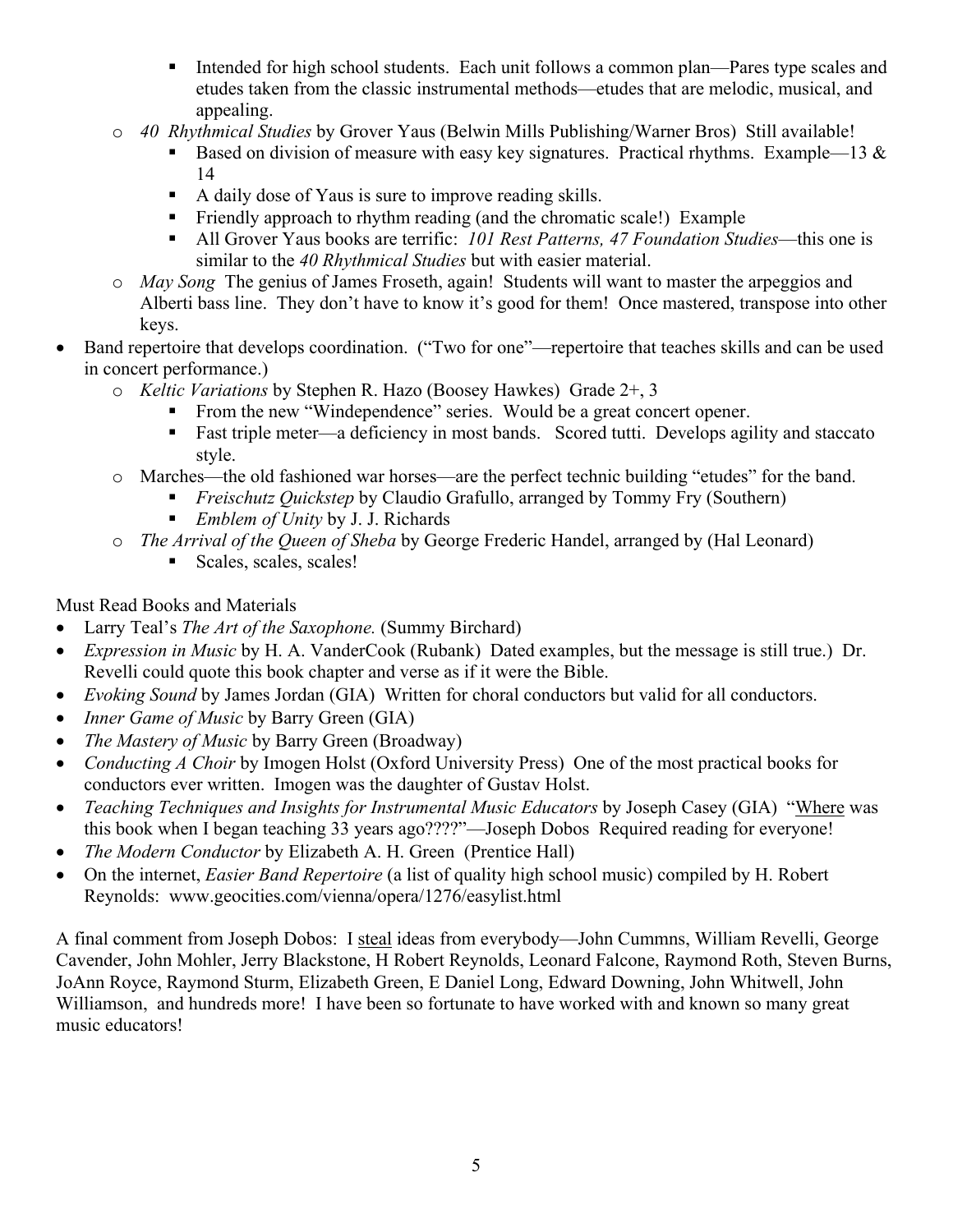- Intended for high school students. Each unit follows a common plan—Pares type scales and etudes taken from the classic instrumental methods—etudes that are melodic, musical, and appealing.
    - *40 Rhythmical Studies* by Grover Yaus (Belwin Mills Publishing/Warner Bros) Still available!
        - Based on division of measure with easy key signatures. Practical rhythms. Example—13 & 14
        - A daily dose of Yaus is sure to improve reading skills.
        - Friendly approach to rhythm reading (and the chromatic scale!) Example
        - All Grover Yaus books are terrific: *101 Rest Patterns, 47 Foundation Studies*—this one is similar to the *40 Rhythmical Studies* but with easier material.
    - *May Song* The genius of James Froseth, again! Students will want to master the arpeggios and Alberti bass line. They don't have to know it's good for them! Once mastered, transpose into other keys.
- Band repertoire that develops coordination. ("Two for one"—repertoire that teaches skills and can be used in concert performance.)
    - *Keltic Variations* by Stephen R. Hazo (Boosey Hawkes) Grade 2+, 3
        - From the new "Windependence" series. Would be a great concert opener.
        - Fast triple meter—a deficiency in most bands. Scored tutti. Develops agility and staccato style.
    - Marches—the old fashioned war horses—are the perfect technic building "etudes" for the band.
        - *Freischutz Quickstep* by Claudio Grafullo, arranged by Tommy Fry (Southern)
        - *Emblem of Unity* by J. J. Richards
    - *The Arrival of the Queen of Sheba* by George Frederic Handel, arranged by (Hal Leonard)
        - Scales, scales, scales!

Must Read Books and Materials

- Larry Teal's *The Art of the Saxophone.* (Summy Birchard)
- *Expression in Music* by H. A. VanderCook (Rubank) Dated examples, but the message is still true.) Dr. Revelli could quote this book chapter and verse as if it were the Bible.
- *Evoking Sound* by James Jordan (GIA) Written for choral conductors but valid for all conductors.
- *Inner Game of Music* by Barry Green (GIA)
- *The Mastery of Music* by Barry Green (Broadway)
- *Conducting A Choir* by Imogen Holst (Oxford University Press) One of the most practical books for conductors ever written. Imogen was the daughter of Gustav Holst.
- *Teaching Techniques and Insights for Instrumental Music Educators* by Joseph Casey (GIA) "Where was this book when I began teaching 33 years ago????"—Joseph Dobos Required reading for everyone!
- *The Modern Conductor* by Elizabeth A. H. Green (Prentice Hall)
- On the internet, *Easier Band Repertoire* (a list of quality high school music) compiled by H. Robert Reynolds: www.geocities.com/vienna/opera/1276/easylist.html

A final comment from Joseph Dobos: I steal ideas from everybody—John Cummns, William Revelli, George Cavender, John Mohler, Jerry Blackstone, H Robert Reynolds, Leonard Falcone, Raymond Roth, Steven Burns, JoAnn Royce, Raymond Sturm, Elizabeth Green, E Daniel Long, Edward Downing, John Whitwell, John Williamson, and hundreds more! I have been so fortunate to have worked with and known so many great music educators!